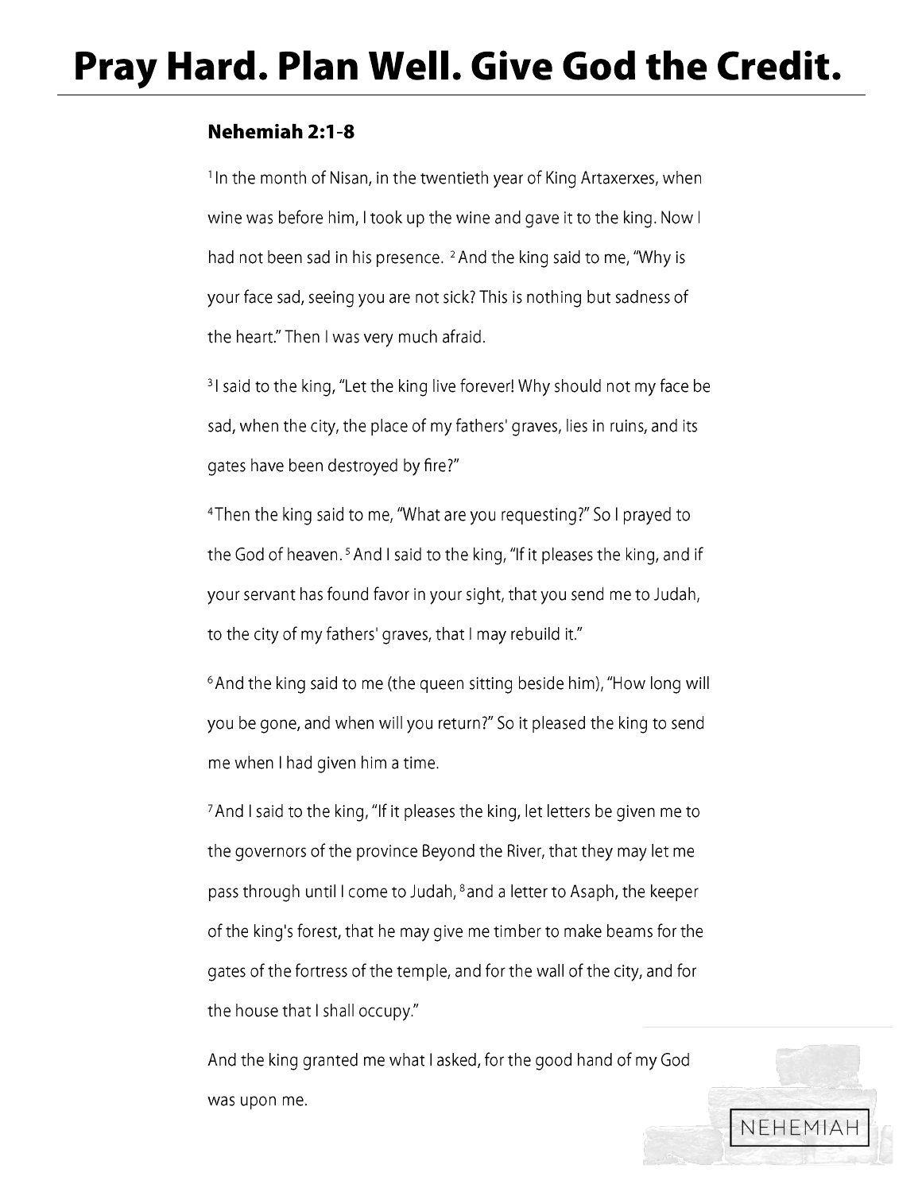# Pray Hard. Plan Well. Give God the Credit.

## Nehemiah 2:1-8

[1] In the month of Nisan, in the twentieth year of King Artaxerxes, when wine was before him, I took up the wine and gave it to the king. Now I had not been sad in his presence. [2] And the king said to me, "Why is your face sad, seeing you are not sick? This is nothing but sadness of the heart." Then I was very much afraid.

[3] I said to the king, "Let the king live forever! Why should not my face be sad, when the city, the place of my fathers' graves, lies in ruins, and its gates have been destroyed by fire?"

[4] Then the king said to me, "What are you requesting?" So I prayed to the God of heaven. [5] And I said to the king, "If it pleases the king, and if your servant has found favor in your sight, that you send me to Judah, to the city of my fathers' graves, that I may rebuild it."

[6] And the king said to me (the queen sitting beside him), "How long will you be gone, and when will you return?" So it pleased the king to send me when I had given him a time.

[7] And I said to the king, "If it pleases the king, let letters be given me to the governors of the province Beyond the River, that they may let me pass through until I come to Judah, [8] and a letter to Asaph, the keeper of the king's forest, that he may give me timber to make beams for the gates of the fortress of the temple, and for the wall of the city, and for the house that I shall occupy."

And the king granted me what I asked, for the good hand of my God was upon me.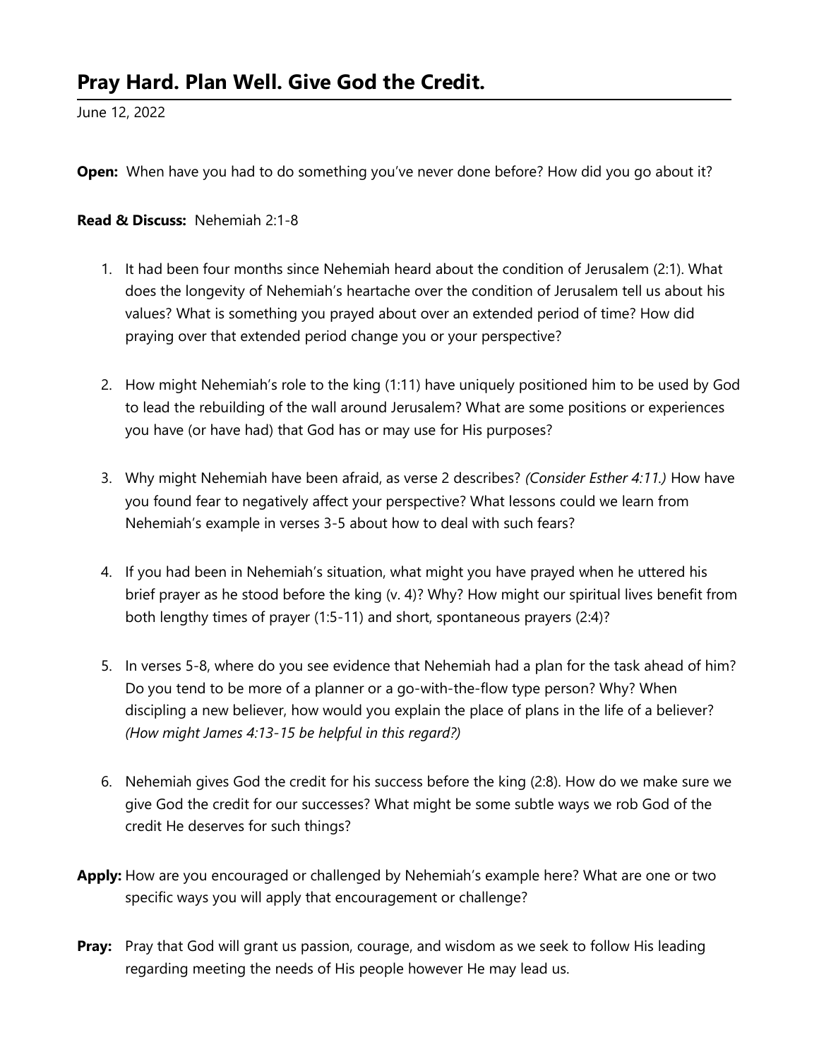# Pray Hard. Plan Well. Give God the Credit.

June 12, 2022

**Open:** When have you had to do something you've never done before? How did you go about it?

**Read & Discuss:** Nehemiah 2:1-8

1. It had been four months since Nehemiah heard about the condition of Jerusalem (2:1). What does the longevity of Nehemiah's heartache over the condition of Jerusalem tell us about his values? What is something you prayed about over an extended period of time? How did praying over that extended period change you or your perspective?

2. How might Nehemiah's role to the king (1:11) have uniquely positioned him to be used by God to lead the rebuilding of the wall around Jerusalem? What are some positions or experiences you have (or have had) that God has or may use for His purposes?

3. Why might Nehemiah have been afraid, as verse 2 describes? *(Consider Esther 4:11.)* How have you found fear to negatively affect your perspective? What lessons could we learn from Nehemiah's example in verses 3-5 about how to deal with such fears?

4. If you had been in Nehemiah's situation, what might you have prayed when he uttered his brief prayer as he stood before the king (v. 4)? Why? How might our spiritual lives benefit from both lengthy times of prayer (1:5-11) and short, spontaneous prayers (2:4)?

5. In verses 5-8, where do you see evidence that Nehemiah had a plan for the task ahead of him? Do you tend to be more of a planner or a go-with-the-flow type person? Why? When discipling a new believer, how would you explain the place of plans in the life of a believer? *(How might James 4:13-15 be helpful in this regard?)*

6. Nehemiah gives God the credit for his success before the king (2:8). How do we make sure we give God the credit for our successes? What might be some subtle ways we rob God of the credit He deserves for such things?

**Apply:** How are you encouraged or challenged by Nehemiah's example here? What are one or two specific ways you will apply that encouragement or challenge?

**Pray:** Pray that God will grant us passion, courage, and wisdom as we seek to follow His leading regarding meeting the needs of His people however He may lead us.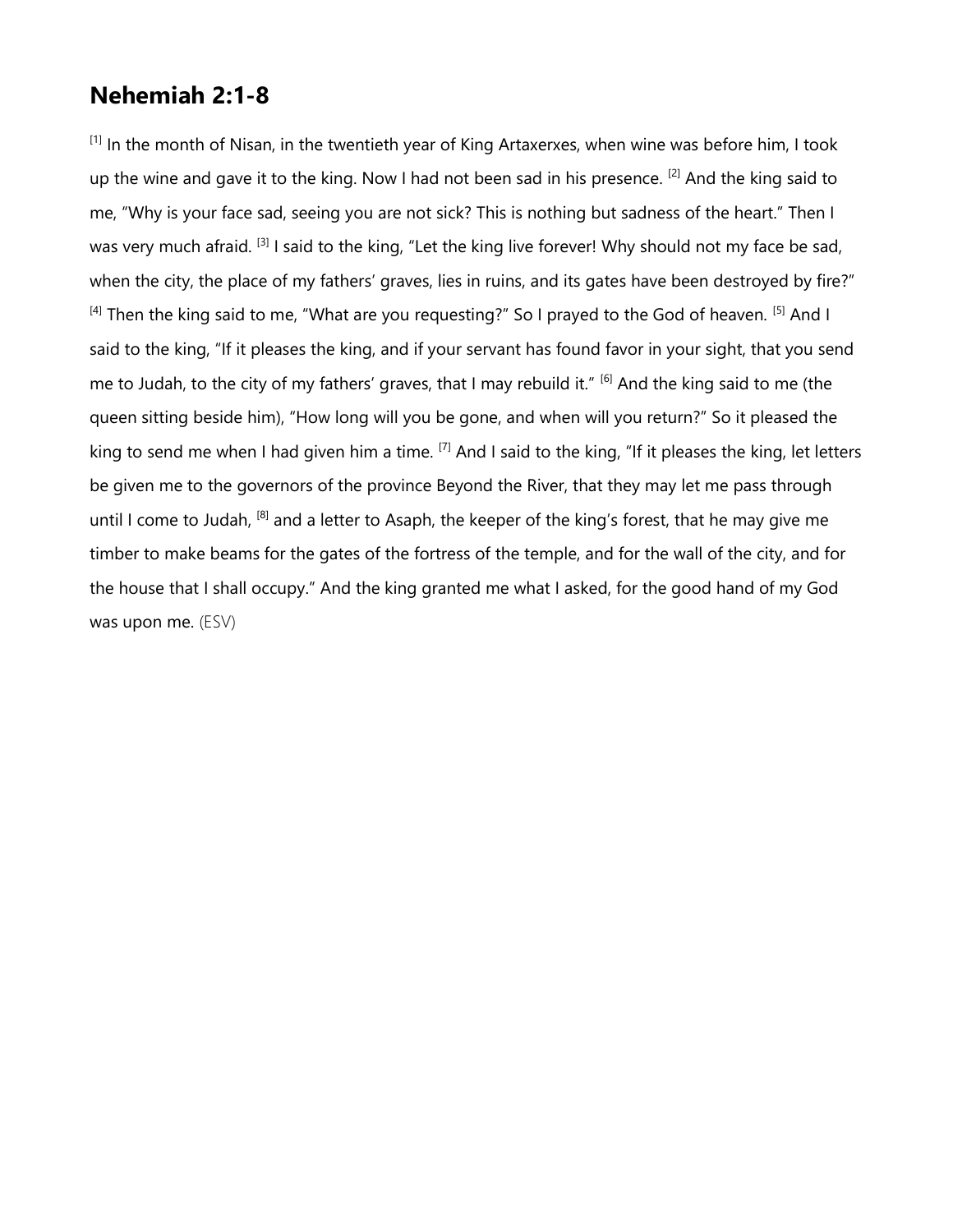## Nehemiah 2:1-8

[1] In the month of Nisan, in the twentieth year of King Artaxerxes, when wine was before him, I took up the wine and gave it to the king. Now I had not been sad in his presence. [2] And the king said to me, "Why is your face sad, seeing you are not sick? This is nothing but sadness of the heart." Then I was very much afraid. [3] I said to the king, "Let the king live forever! Why should not my face be sad, when the city, the place of my fathers' graves, lies in ruins, and its gates have been destroyed by fire?" [4] Then the king said to me, "What are you requesting?" So I prayed to the God of heaven. [5] And I said to the king, "If it pleases the king, and if your servant has found favor in your sight, that you send me to Judah, to the city of my fathers' graves, that I may rebuild it." [6] And the king said to me (the queen sitting beside him), "How long will you be gone, and when will you return?" So it pleased the king to send me when I had given him a time. [7] And I said to the king, "If it pleases the king, let letters be given me to the governors of the province Beyond the River, that they may let me pass through until I come to Judah, [8] and a letter to Asaph, the keeper of the king's forest, that he may give me timber to make beams for the gates of the fortress of the temple, and for the wall of the city, and for the house that I shall occupy." And the king granted me what I asked, for the good hand of my God was upon me. (ESV)